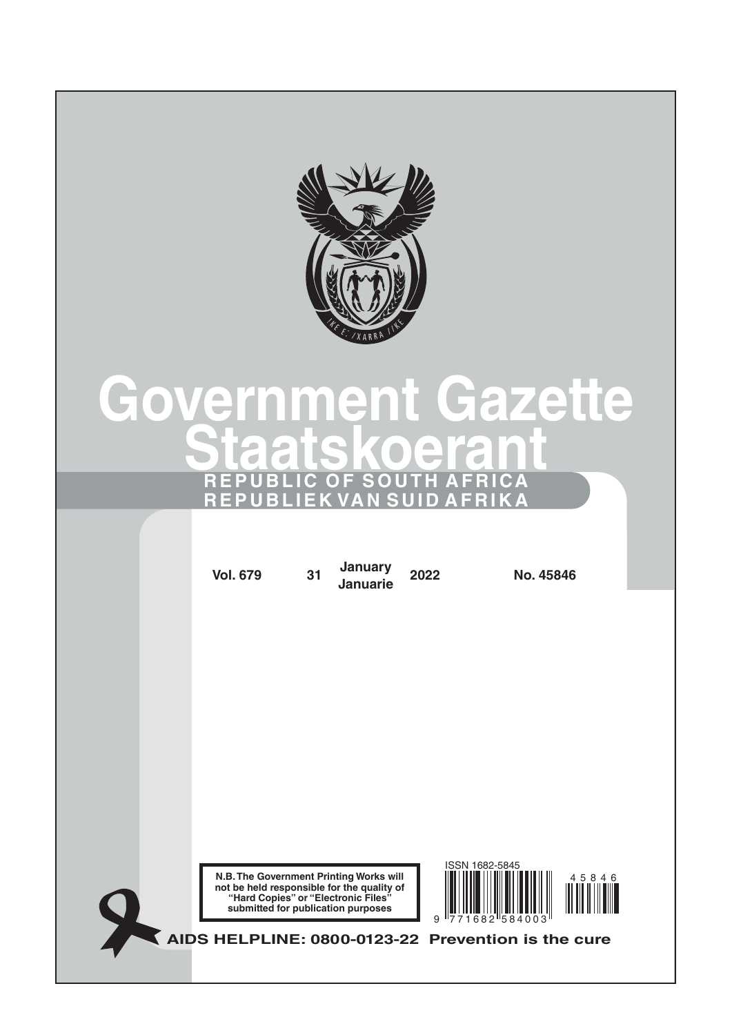# Government Gazette
# Staatskoerant

**REPUBLIC OF SOUTH AFRICA**
**REPUBLIEK VAN SUID AFRIKA**

**Vol. 679** **31 January / Januarie 2022** **No. 45846**

**N.B. The Government Printing Works will not be held responsible for the quality of "Hard Copies" or "Electronic Files" submitted for publication purposes**

ISSN 1682-5845

**AIDS HELPLINE: 0800-0123-22 Prevention is the cure**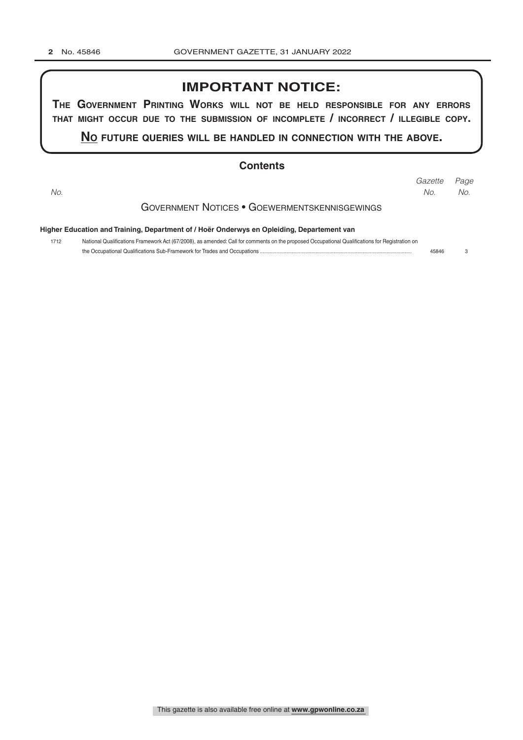# IMPORTANT NOTICE:

**THE GOVERNMENT PRINTING WORKS WILL NOT BE HELD RESPONSIBLE FOR ANY ERRORS THAT MIGHT OCCUR DUE TO THE SUBMISSION OF INCOMPLETE / INCORRECT / ILLEGIBLE COPY.**

**NO FUTURE QUERIES WILL BE HANDLED IN CONNECTION WITH THE ABOVE.**

## Contents

| *No.* | | *Gazette No.* | *Page No.* |
|---|---|---|---|
| | **GOVERNMENT NOTICES • GOEWERMENTSKENNISGEWINGS** | | |
| | **Higher Education and Training, Department of / Hoër Onderwys en Opleiding, Departement van** | | |
| 1712 | National Qualifications Framework Act (67/2008), as amended: Call for comments on the proposed Occupational Qualifications for Registration on the Occupational Qualifications Sub-Framework for Trades and Occupations | 45846 | 3 |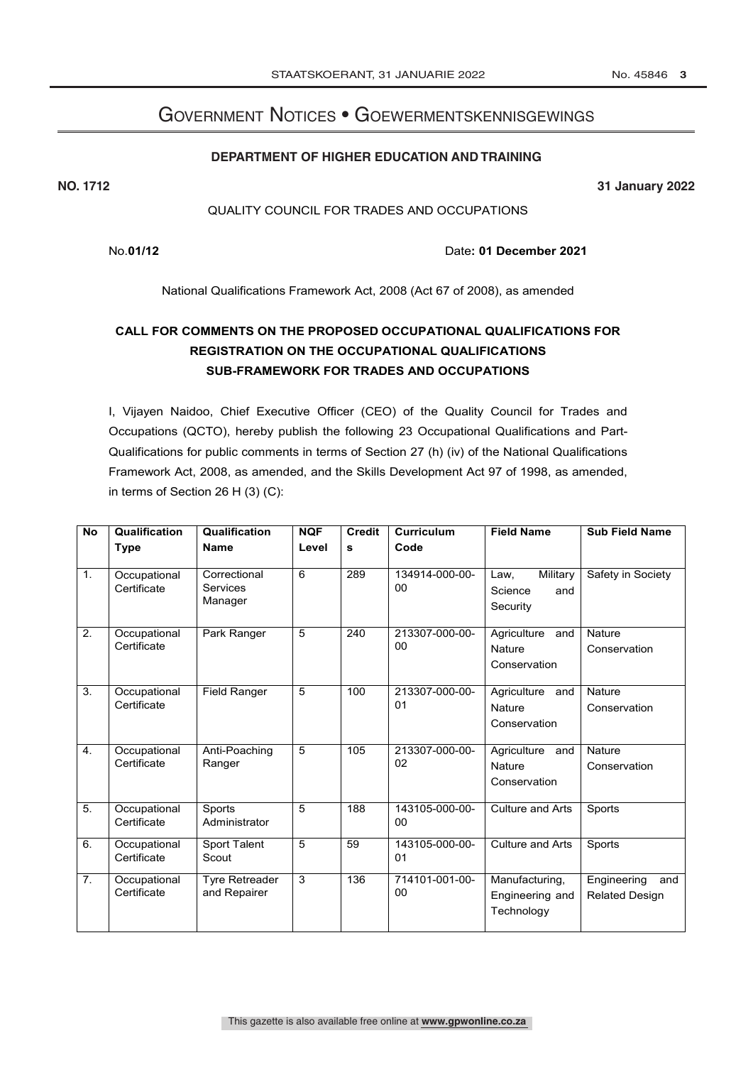# Government Notices • Goewermentskennisgewings

## DEPARTMENT OF HIGHER EDUCATION AND TRAINING

**NO. 1712** **31 January 2022**

QUALITY COUNCIL FOR TRADES AND OCCUPATIONS

No.**01/12** Date**: 01 December 2021**

National Qualifications Framework Act, 2008 (Act 67 of 2008), as amended

**CALL FOR COMMENTS ON THE PROPOSED OCCUPATIONAL QUALIFICATIONS FOR REGISTRATION ON THE OCCUPATIONAL QUALIFICATIONS SUB-FRAMEWORK FOR TRADES AND OCCUPATIONS**

I, Vijayen Naidoo, Chief Executive Officer (CEO) of the Quality Council for Trades and Occupations (QCTO), hereby publish the following 23 Occupational Qualifications and Part-Qualifications for public comments in terms of Section 27 (h) (iv) of the National Qualifications Framework Act, 2008, as amended, and the Skills Development Act 97 of 1998, as amended, in terms of Section 26 H (3) (C):

| No | Qualification Type | Qualification Name | NQF Level | Credits | Curriculum Code | Field Name | Sub Field Name |
|---|---|---|---|---|---|---|---|
| 1. | Occupational Certificate | Correctional Services Manager | 6 | 289 | 134914-000-00-00 | Law, Military Science and Security | Safety in Society |
| 2. | Occupational Certificate | Park Ranger | 5 | 240 | 213307-000-00-00 | Agriculture and Nature Conservation | Nature Conservation |
| 3. | Occupational Certificate | Field Ranger | 5 | 100 | 213307-000-00-01 | Agriculture and Nature Conservation | Nature Conservation |
| 4. | Occupational Certificate | Anti-Poaching Ranger | 5 | 105 | 213307-000-00-02 | Agriculture and Nature Conservation | Nature Conservation |
| 5. | Occupational Certificate | Sports Administrator | 5 | 188 | 143105-000-00-00 | Culture and Arts | Sports |
| 6. | Occupational Certificate | Sport Talent Scout | 5 | 59 | 143105-000-00-01 | Culture and Arts | Sports |
| 7. | Occupational Certificate | Tyre Retreader and Repairer | 3 | 136 | 714101-001-00-00 | Manufacturing, Engineering and Technology | Engineering and Related Design |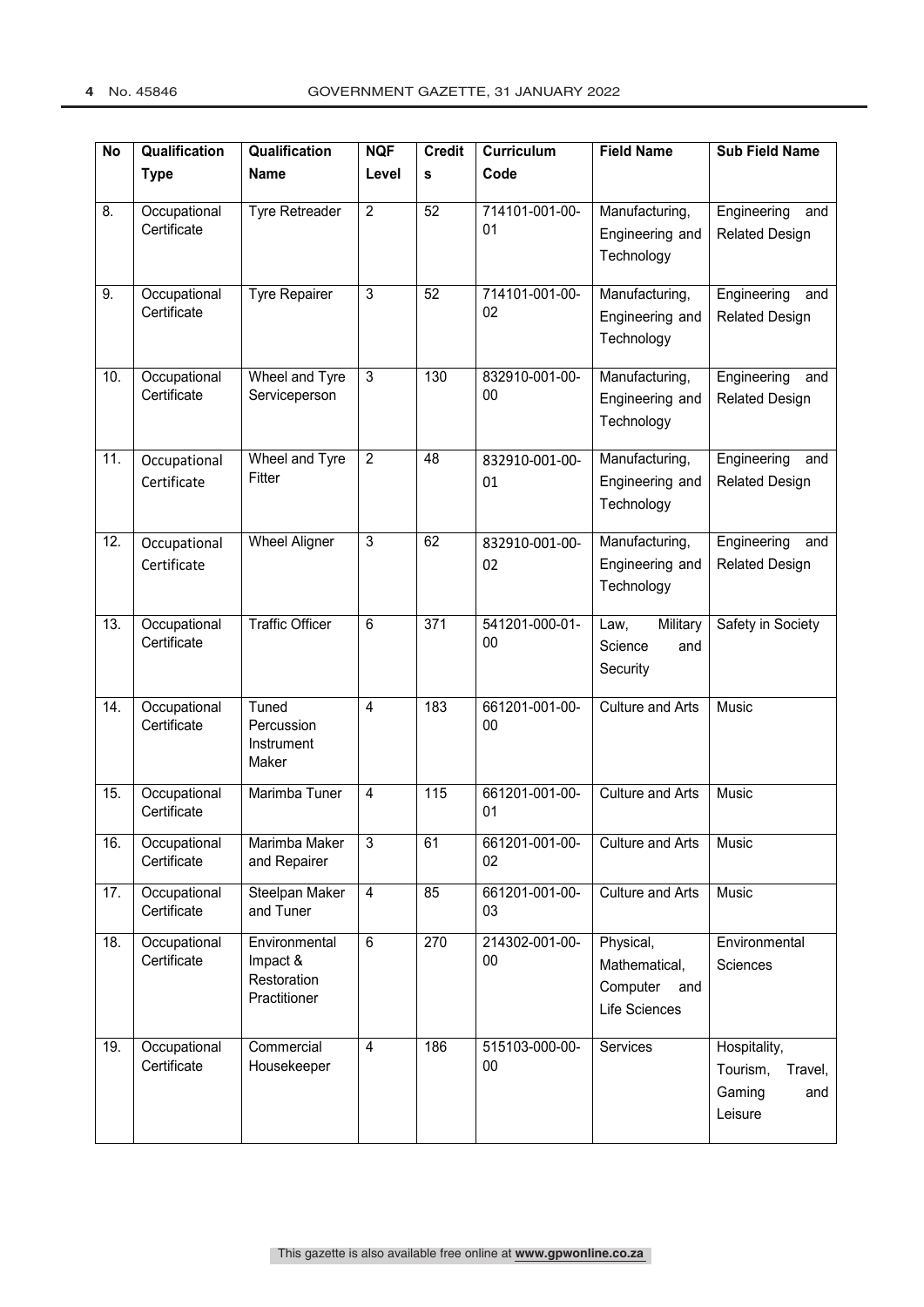| No | Qualification Type | Qualification Name | NQF Level | Credits | Curriculum Code | Field Name | Sub Field Name |
|---|---|---|---|---|---|---|---|
| 8. | Occupational Certificate | Tyre Retreader | 2 | 52 | 714101-001-00-01 | Manufacturing, Engineering and Technology | Engineering and Related Design |
| 9. | Occupational Certificate | Tyre Repairer | 3 | 52 | 714101-001-00-02 | Manufacturing, Engineering and Technology | Engineering and Related Design |
| 10. | Occupational Certificate | Wheel and Tyre Serviceperson | 3 | 130 | 832910-001-00-00 | Manufacturing, Engineering and Technology | Engineering and Related Design |
| 11. | Occupational Certificate | Wheel and Tyre Fitter | 2 | 48 | 832910-001-00-01 | Manufacturing, Engineering and Technology | Engineering and Related Design |
| 12. | Occupational Certificate | Wheel Aligner | 3 | 62 | 832910-001-00-02 | Manufacturing, Engineering and Technology | Engineering and Related Design |
| 13. | Occupational Certificate | Traffic Officer | 6 | 371 | 541201-000-01-00 | Law, Military Science and Security | Safety in Society |
| 14. | Occupational Certificate | Tuned Percussion Instrument Maker | 4 | 183 | 661201-001-00-00 | Culture and Arts | Music |
| 15. | Occupational Certificate | Marimba Tuner | 4 | 115 | 661201-001-00-01 | Culture and Arts | Music |
| 16. | Occupational Certificate | Marimba Maker and Repairer | 3 | 61 | 661201-001-00-02 | Culture and Arts | Music |
| 17. | Occupational Certificate | Steelpan Maker and Tuner | 4 | 85 | 661201-001-00-03 | Culture and Arts | Music |
| 18. | Occupational Certificate | Environmental Impact & Restoration Practitioner | 6 | 270 | 214302-001-00-00 | Physical, Mathematical, Computer and Life Sciences | Environmental Sciences |
| 19. | Occupational Certificate | Commercial Housekeeper | 4 | 186 | 515103-000-00-00 | Services | Hospitality, Tourism, Travel, Gaming and Leisure |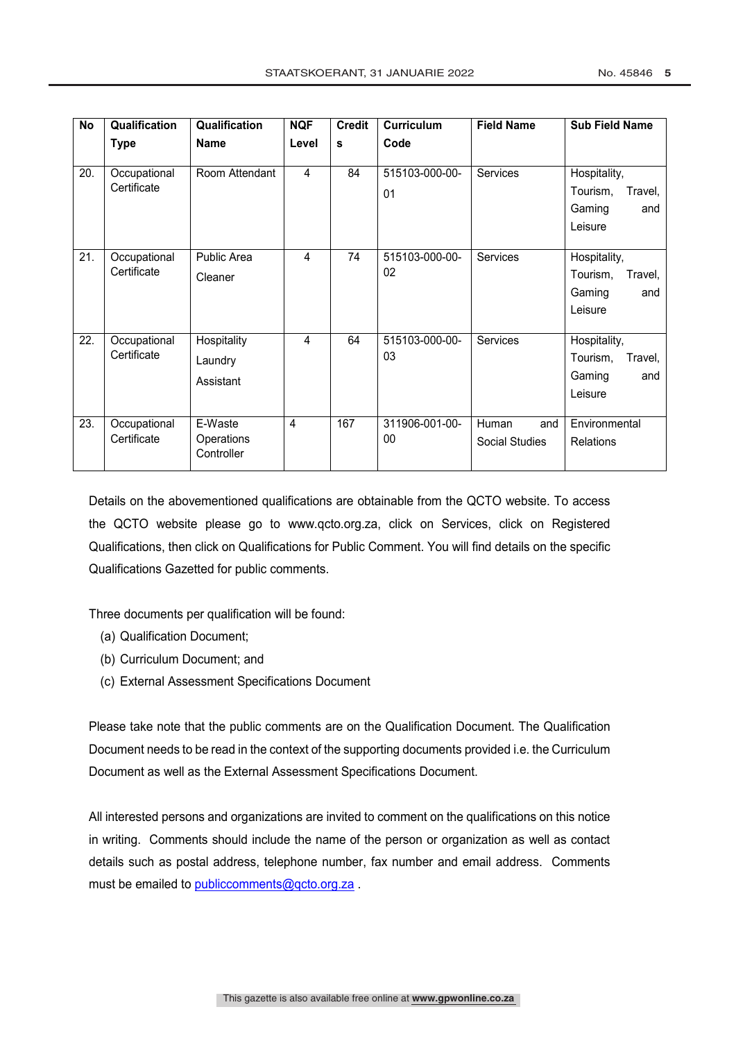| No | Qualification Type | Qualification Name | NQF Level | Credits | Curriculum Code | Field Name | Sub Field Name |
|---|---|---|---|---|---|---|---|
| 20. | Occupational Certificate | Room Attendant | 4 | 84 | 515103-000-00-01 | Services | Hospitality, Tourism, Travel, Gaming and Leisure |
| 21. | Occupational Certificate | Public Area Cleaner | 4 | 74 | 515103-000-00-02 | Services | Hospitality, Tourism, Travel, Gaming and Leisure |
| 22. | Occupational Certificate | Hospitality Laundry Assistant | 4 | 64 | 515103-000-00-03 | Services | Hospitality, Tourism, Travel, Gaming and Leisure |
| 23. | Occupational Certificate | E-Waste Operations Controller | 4 | 167 | 311906-001-00-00 | Human and Social Studies | Environmental Relations |

Details on the abovementioned qualifications are obtainable from the QCTO website. To access the QCTO website please go to www.qcto.org.za, click on Services, click on Registered Qualifications, then click on Qualifications for Public Comment. You will find details on the specific Qualifications Gazetted for public comments.

Three documents per qualification will be found:

(a) Qualification Document;
(b) Curriculum Document; and
(c) External Assessment Specifications Document

Please take note that the public comments are on the Qualification Document. The Qualification Document needs to be read in the context of the supporting documents provided i.e. the Curriculum Document as well as the External Assessment Specifications Document.

All interested persons and organizations are invited to comment on the qualifications on this notice in writing. Comments should include the name of the person or organization as well as contact details such as postal address, telephone number, fax number and email address. Comments must be emailed to publiccomments@qcto.org.za .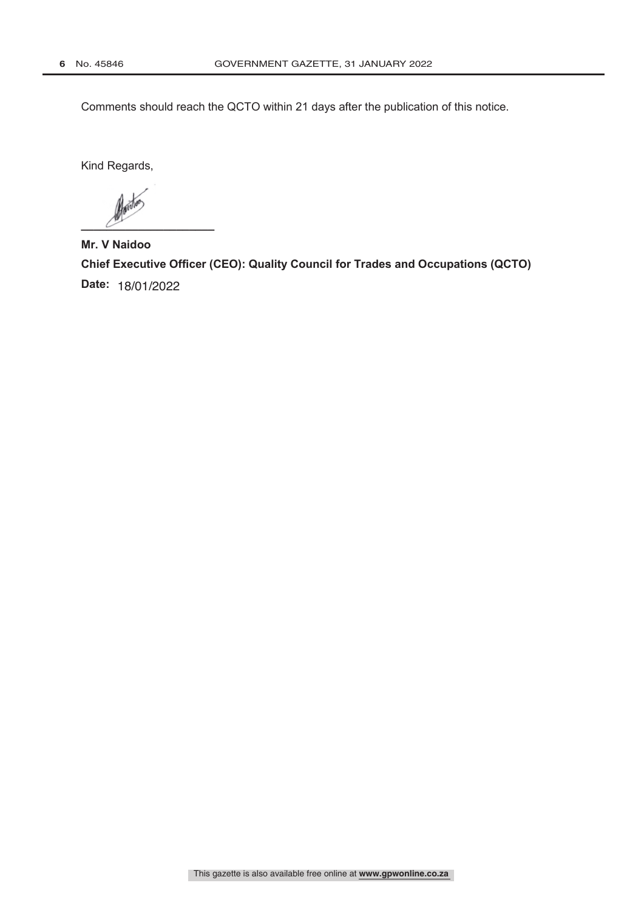Comments should reach the QCTO within 21 days after the publication of this notice.

Kind Regards,

\_\_\_\_\_\_\_\_\_\_\_\_\_\_\_\_\_\_\_\_\_\_

**Mr. V Naidoo**

**Chief Executive Officer (CEO): Quality Council for Trades and Occupations (QCTO)**

**Date:** 18/01/2022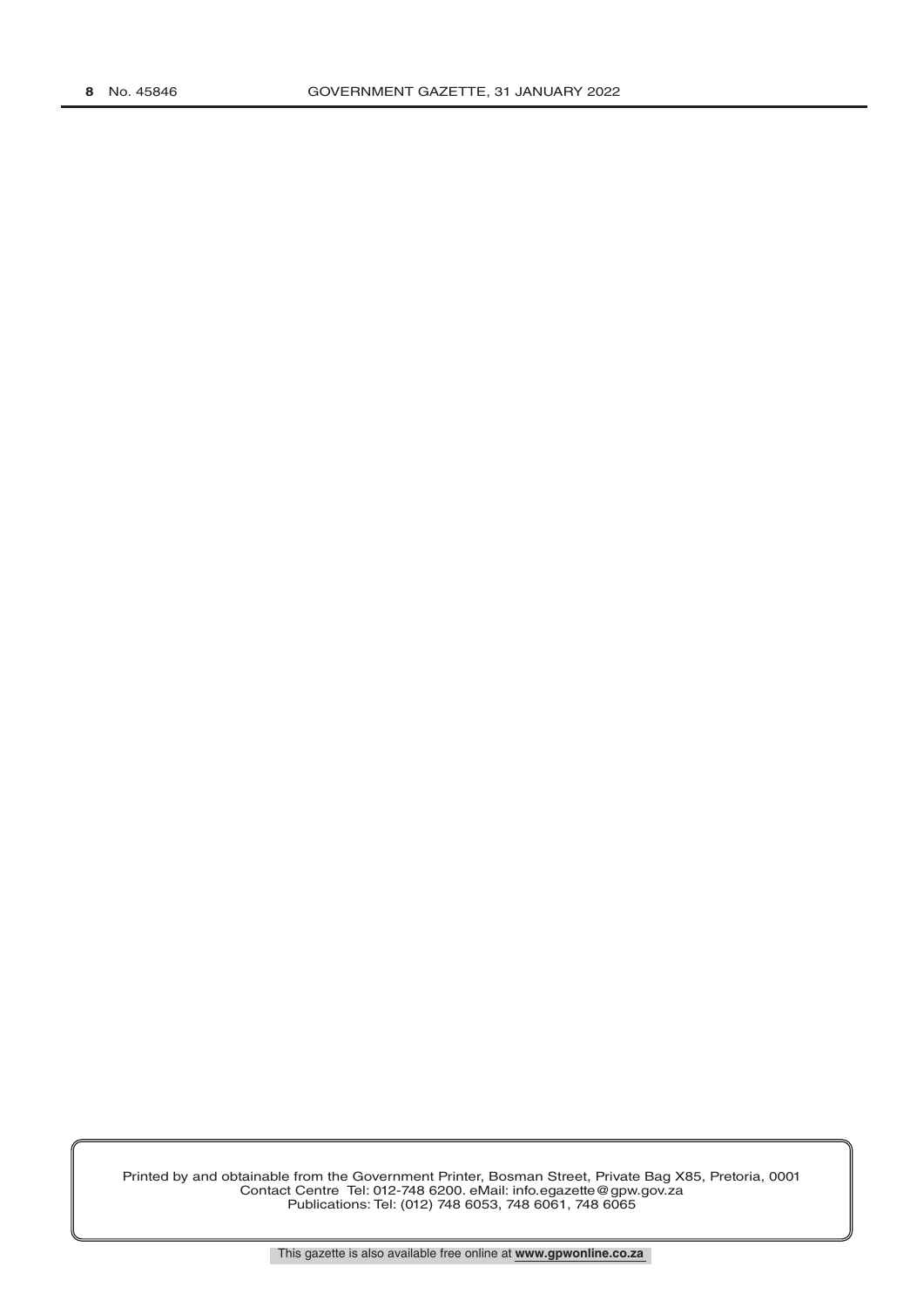Printed by and obtainable from the Government Printer, Bosman Street, Private Bag X85, Pretoria, 0001
Contact Centre Tel: 012-748 6200. eMail: info.egazette@gpw.gov.za
Publications: Tel: (012) 748 6053, 748 6061, 748 6065

This gazette is also available free online at **www.gpwonline.co.za**